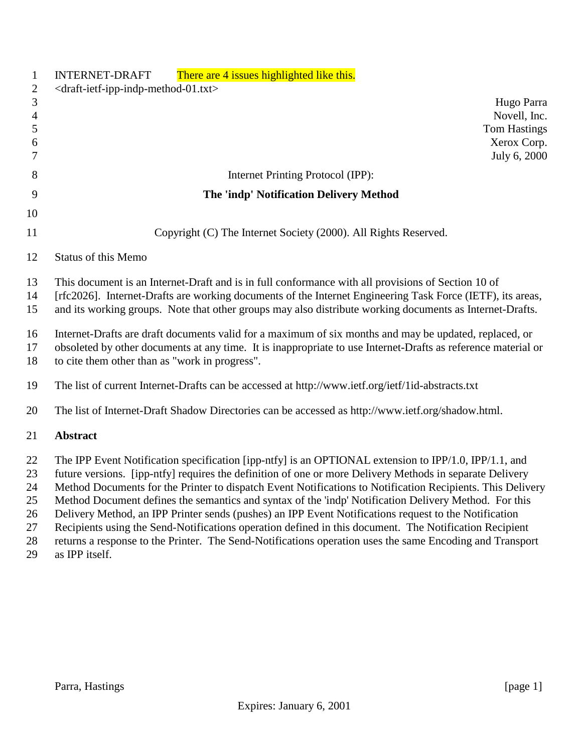INTERNET-DRAFT There are 4 issues highlighted like this.

<draft-ietf-ipp-indp-method-01.txt>

Hugo Parra
Novell, Inc.
Tom Hastings
Xerox Corp.
July 6, 2000

Internet Printing Protocol (IPP):

**The 'indp' Notification Delivery Method**

Copyright (C) The Internet Society (2000). All Rights Reserved.

Status of this Memo

This document is an Internet-Draft and is in full conformance with all provisions of Section 10 of [rfc2026]. Internet-Drafts are working documents of the Internet Engineering Task Force (IETF), its areas, and its working groups. Note that other groups may also distribute working documents as Internet-Drafts.

Internet-Drafts are draft documents valid for a maximum of six months and may be updated, replaced, or obsoleted by other documents at any time. It is inappropriate to use Internet-Drafts as reference material or to cite them other than as "work in progress".

The list of current Internet-Drafts can be accessed at http://www.ietf.org/ietf/1id-abstracts.txt

The list of Internet-Draft Shadow Directories can be accessed as http://www.ietf.org/shadow.html.

**Abstract**

The IPP Event Notification specification [ipp-ntfy] is an OPTIONAL extension to IPP/1.0, IPP/1.1, and future versions. [ipp-ntfy] requires the definition of one or more Delivery Methods in separate Delivery Method Documents for the Printer to dispatch Event Notifications to Notification Recipients. This Delivery Method Document defines the semantics and syntax of the 'indp' Notification Delivery Method. For this Delivery Method, an IPP Printer sends (pushes) an IPP Event Notifications request to the Notification Recipients using the Send-Notifications operation defined in this document. The Notification Recipient returns a response to the Printer. The Send-Notifications operation uses the same Encoding and Transport as IPP itself.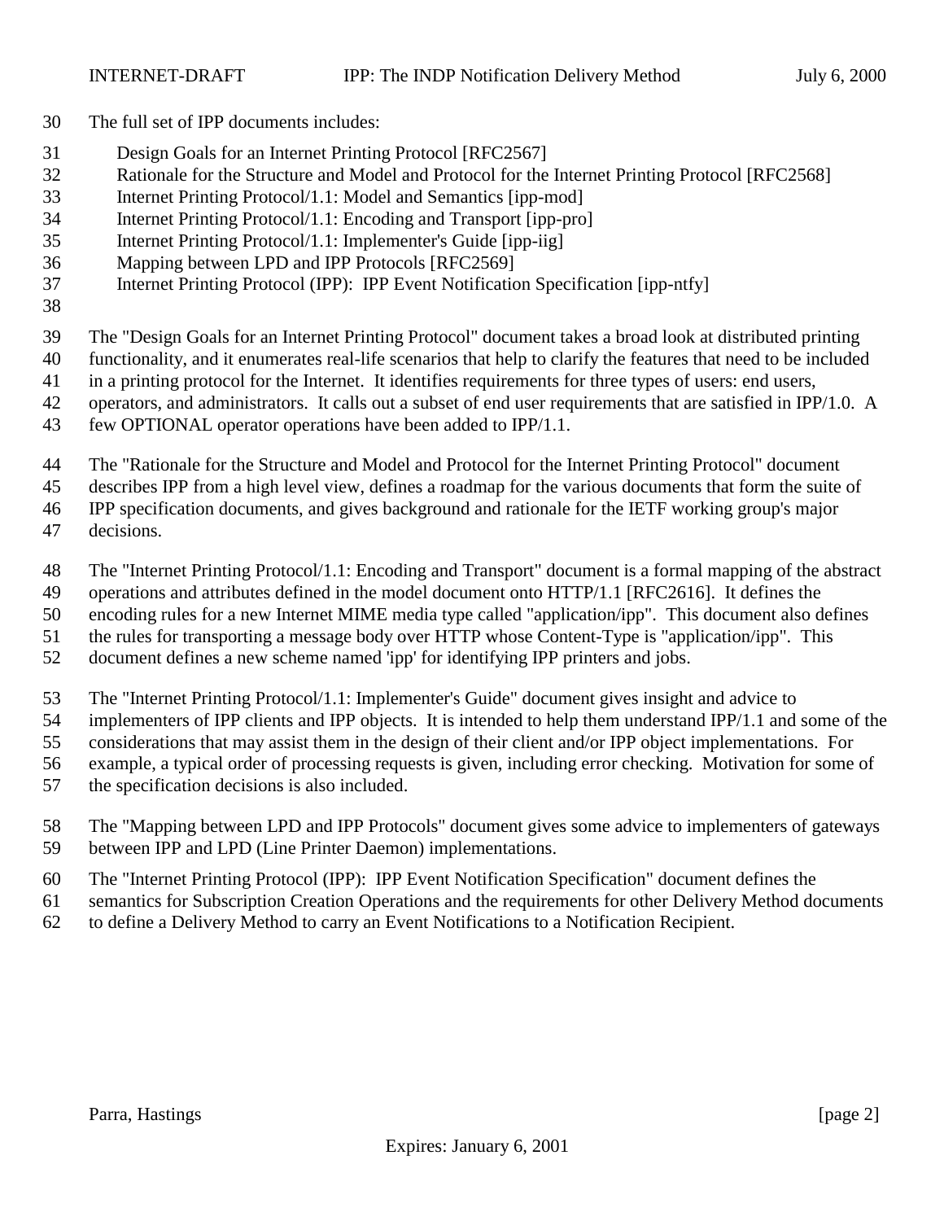The full set of IPP documents includes:

- Design Goals for an Internet Printing Protocol [RFC2567]
- Rationale for the Structure and Model and Protocol for the Internet Printing Protocol [RFC2568]
- Internet Printing Protocol/1.1: Model and Semantics [ipp-mod]
- Internet Printing Protocol/1.1: Encoding and Transport [ipp-pro]
- Internet Printing Protocol/1.1: Implementer's Guide [ipp-iig]
- Mapping between LPD and IPP Protocols [RFC2569]
- Internet Printing Protocol (IPP): IPP Event Notification Specification [ipp-ntfy]

The "Design Goals for an Internet Printing Protocol" document takes a broad look at distributed printing functionality, and it enumerates real-life scenarios that help to clarify the features that need to be included in a printing protocol for the Internet. It identifies requirements for three types of users: end users, operators, and administrators. It calls out a subset of end user requirements that are satisfied in IPP/1.0. A few OPTIONAL operator operations have been added to IPP/1.1.

The "Rationale for the Structure and Model and Protocol for the Internet Printing Protocol" document describes IPP from a high level view, defines a roadmap for the various documents that form the suite of IPP specification documents, and gives background and rationale for the IETF working group's major decisions.

The "Internet Printing Protocol/1.1: Encoding and Transport" document is a formal mapping of the abstract operations and attributes defined in the model document onto HTTP/1.1 [RFC2616]. It defines the encoding rules for a new Internet MIME media type called "application/ipp". This document also defines the rules for transporting a message body over HTTP whose Content-Type is "application/ipp". This document defines a new scheme named 'ipp' for identifying IPP printers and jobs.

The "Internet Printing Protocol/1.1: Implementer's Guide" document gives insight and advice to implementers of IPP clients and IPP objects. It is intended to help them understand IPP/1.1 and some of the considerations that may assist them in the design of their client and/or IPP object implementations. For example, a typical order of processing requests is given, including error checking. Motivation for some of the specification decisions is also included.

The "Mapping between LPD and IPP Protocols" document gives some advice to implementers of gateways between IPP and LPD (Line Printer Daemon) implementations.

The "Internet Printing Protocol (IPP): IPP Event Notification Specification" document defines the semantics for Subscription Creation Operations and the requirements for other Delivery Method documents to define a Delivery Method to carry an Event Notifications to a Notification Recipient.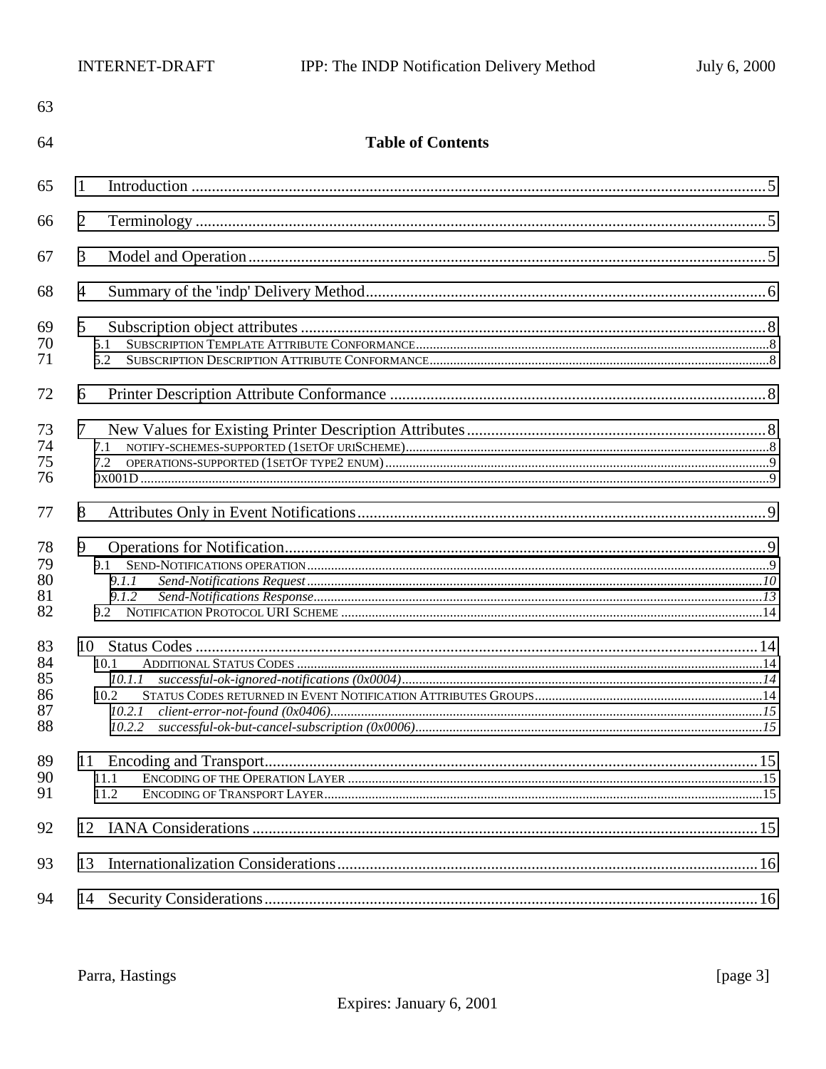## Table of Contents

1 Introduction ............................................................................................................................................5

2 Terminology ............................................................................................................................................5

3 Model and Operation................................................................................................................................5

4 Summary of the 'indp' Delivery Method..................................................................................................6

5 Subscription object attributes ...................................................................................................................8
   5.1 SUBSCRIPTION TEMPLATE ATTRIBUTE CONFORMANCE.....................................................................8
   5.2 SUBSCRIPTION DESCRIPTION ATTRIBUTE CONFORMANCE..................................................................8

6 Printer Description Attribute Conformance ............................................................................................8

7 New Values for Existing Printer Description Attributes.........................................................................8
   7.1 NOTIFY-SCHEMES-SUPPORTED (1SETOF URISCHEME)...........................................................................8
   7.2 OPERATIONS-SUPPORTED (1SETOF TYPE2 ENUM).................................................................................9
   0X001D.......................................................................................................................................................9

8 Attributes Only in Event Notifications....................................................................................................9

9 Operations for Notification......................................................................................................................9
   9.1 SEND-NOTIFICATIONS OPERATION.........................................................................................................9
      *9.1.1 Send-Notifications Request.....................................................................................................10*
      *9.1.2 Send-Notifications Response...................................................................................................13*
   9.2 NOTIFICATION PROTOCOL URI SCHEME ................................................................................................14

10 Status Codes ..........................................................................................................................................14
   10.1 ADDITIONAL STATUS CODES .................................................................................................................14
      *10.1.1 successful-ok-ignored-notifications (0x0004)..........................................................................14*
   10.2 STATUS CODES RETURNED IN EVENT NOTIFICATION ATTRIBUTES GROUPS....................................14
      *10.2.1 client-error-not-found (0x0406)...............................................................................................15*
      *10.2.2 successful-ok-but-cancel-subscription (0x0006).....................................................................15*

11 Encoding and Transport.........................................................................................................................15
   11.1 ENCODING OF THE OPERATION LAYER .................................................................................................15
   11.2 ENCODING OF TRANSPORT LAYER.........................................................................................................15

12 IANA Considerations ............................................................................................................................15

13 Internationalization Considerations.......................................................................................................16

14 Security Considerations.........................................................................................................................16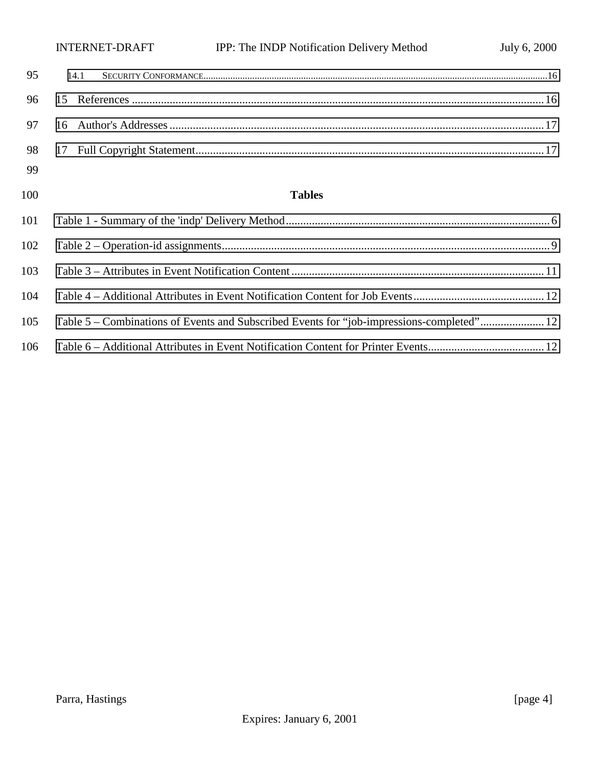14.1 SECURITY CONFORMANCE ........................................................................................................................16

15 References ..............................................................................................................................16

16 Author's Addresses ..................................................................................................................17

17 Full Copyright Statement...........................................................................................................17

**Tables**

Table 1 - Summary of the 'indp' Delivery Method ........................................................................ 6

Table 2 – Operation-id assignments.............................................................................................. 9

Table 3 – Attributes in Event Notification Content ....................................................................... 11

Table 4 – Additional Attributes in Event Notification Content for Job Events ................................ 12

Table 5 – Combinations of Events and Subscribed Events for "job-impressions-completed" ............ 12

Table 6 – Additional Attributes in Event Notification Content for Printer Events .............................. 12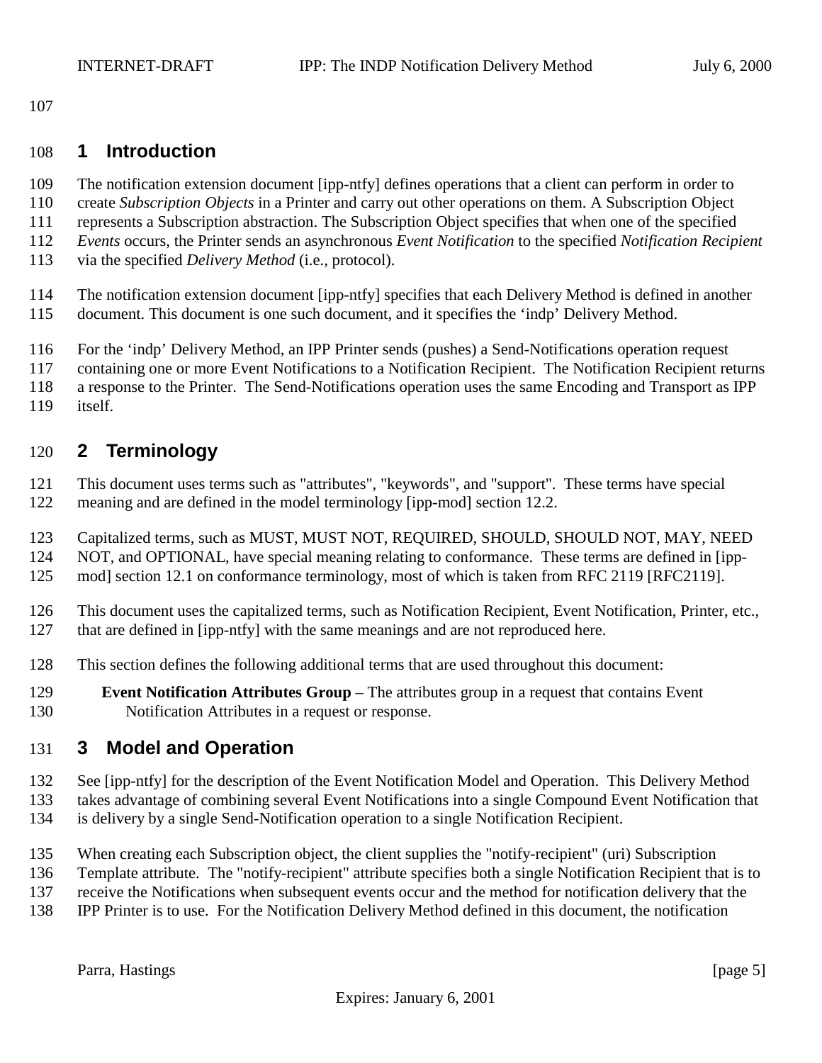# 1 Introduction

The notification extension document [ipp-ntfy] defines operations that a client can perform in order to create *Subscription Objects* in a Printer and carry out other operations on them. A Subscription Object represents a Subscription abstraction. The Subscription Object specifies that when one of the specified *Events* occurs, the Printer sends an asynchronous *Event Notification* to the specified *Notification Recipient* via the specified *Delivery Method* (i.e., protocol).

The notification extension document [ipp-ntfy] specifies that each Delivery Method is defined in another document. This document is one such document, and it specifies the 'indp' Delivery Method.

For the 'indp' Delivery Method, an IPP Printer sends (pushes) a Send-Notifications operation request containing one or more Event Notifications to a Notification Recipient. The Notification Recipient returns a response to the Printer. The Send-Notifications operation uses the same Encoding and Transport as IPP itself.

# 2 Terminology

This document uses terms such as "attributes", "keywords", and "support". These terms have special meaning and are defined in the model terminology [ipp-mod] section 12.2.

Capitalized terms, such as MUST, MUST NOT, REQUIRED, SHOULD, SHOULD NOT, MAY, NEED NOT, and OPTIONAL, have special meaning relating to conformance. These terms are defined in [ipp-mod] section 12.1 on conformance terminology, most of which is taken from RFC 2119 [RFC2119].

This document uses the capitalized terms, such as Notification Recipient, Event Notification, Printer, etc., that are defined in [ipp-ntfy] with the same meanings and are not reproduced here.

This section defines the following additional terms that are used throughout this document:

**Event Notification Attributes Group** – The attributes group in a request that contains Event Notification Attributes in a request or response.

# 3 Model and Operation

See [ipp-ntfy] for the description of the Event Notification Model and Operation. This Delivery Method takes advantage of combining several Event Notifications into a single Compound Event Notification that is delivery by a single Send-Notification operation to a single Notification Recipient.

When creating each Subscription object, the client supplies the "notify-recipient" (uri) Subscription Template attribute. The "notify-recipient" attribute specifies both a single Notification Recipient that is to receive the Notifications when subsequent events occur and the method for notification delivery that the IPP Printer is to use. For the Notification Delivery Method defined in this document, the notification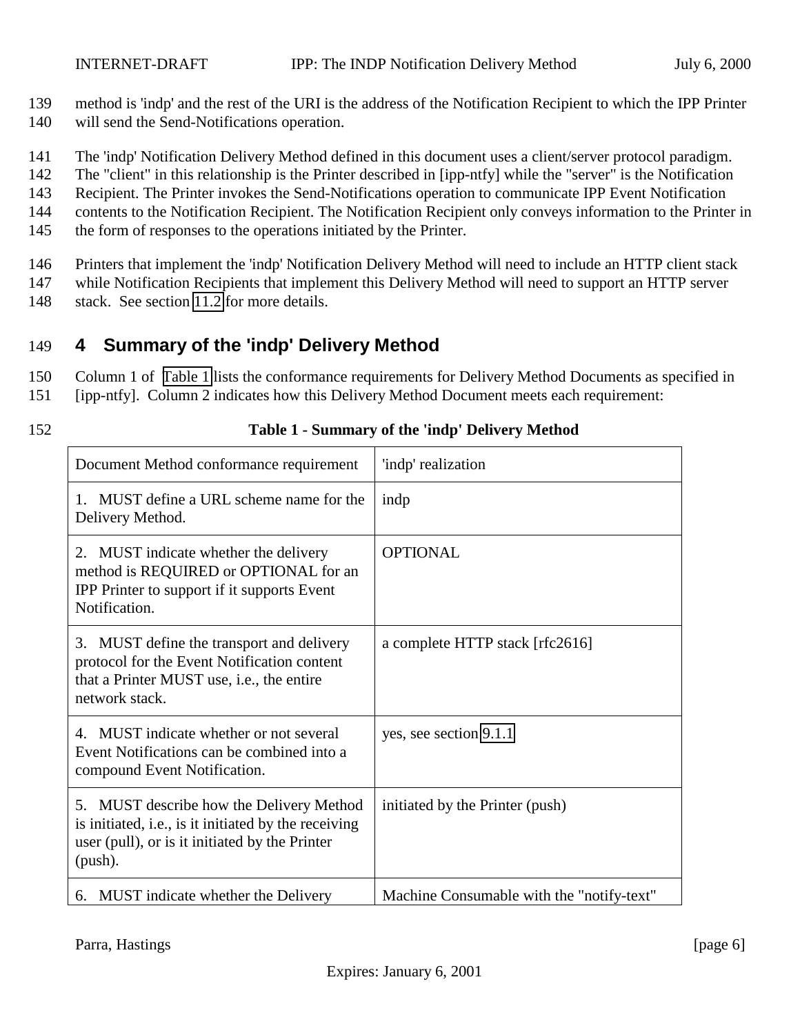method is 'indp' and the rest of the URI is the address of the Notification Recipient to which the IPP Printer will send the Send-Notifications operation.

The 'indp' Notification Delivery Method defined in this document uses a client/server protocol paradigm. The "client" in this relationship is the Printer described in [ipp-ntfy] while the "server" is the Notification Recipient. The Printer invokes the Send-Notifications operation to communicate IPP Event Notification contents to the Notification Recipient. The Notification Recipient only conveys information to the Printer in the form of responses to the operations initiated by the Printer.

Printers that implement the 'indp' Notification Delivery Method will need to include an HTTP client stack while Notification Recipients that implement this Delivery Method will need to support an HTTP server stack. See section 11.2 for more details.

# 4 Summary of the 'indp' Delivery Method

Column 1 of Table 1 lists the conformance requirements for Delivery Method Documents as specified in [ipp-ntfy]. Column 2 indicates how this Delivery Method Document meets each requirement:

**Table 1 - Summary of the 'indp' Delivery Method**

| Document Method conformance requirement | 'indp' realization |
|---|---|
| 1. MUST define a URL scheme name for the Delivery Method. | indp |
| 2. MUST indicate whether the delivery method is REQUIRED or OPTIONAL for an IPP Printer to support if it supports Event Notification. | OPTIONAL |
| 3. MUST define the transport and delivery protocol for the Event Notification content that a Printer MUST use, i.e., the entire network stack. | a complete HTTP stack [rfc2616] |
| 4. MUST indicate whether or not several Event Notifications can be combined into a compound Event Notification. | yes, see section 9.1.1 |
| 5. MUST describe how the Delivery Method is initiated, i.e., is it initiated by the receiving user (pull), or is it initiated by the Printer (push). | initiated by the Printer (push) |
| 6. MUST indicate whether the Delivery | Machine Consumable with the "notify-text" |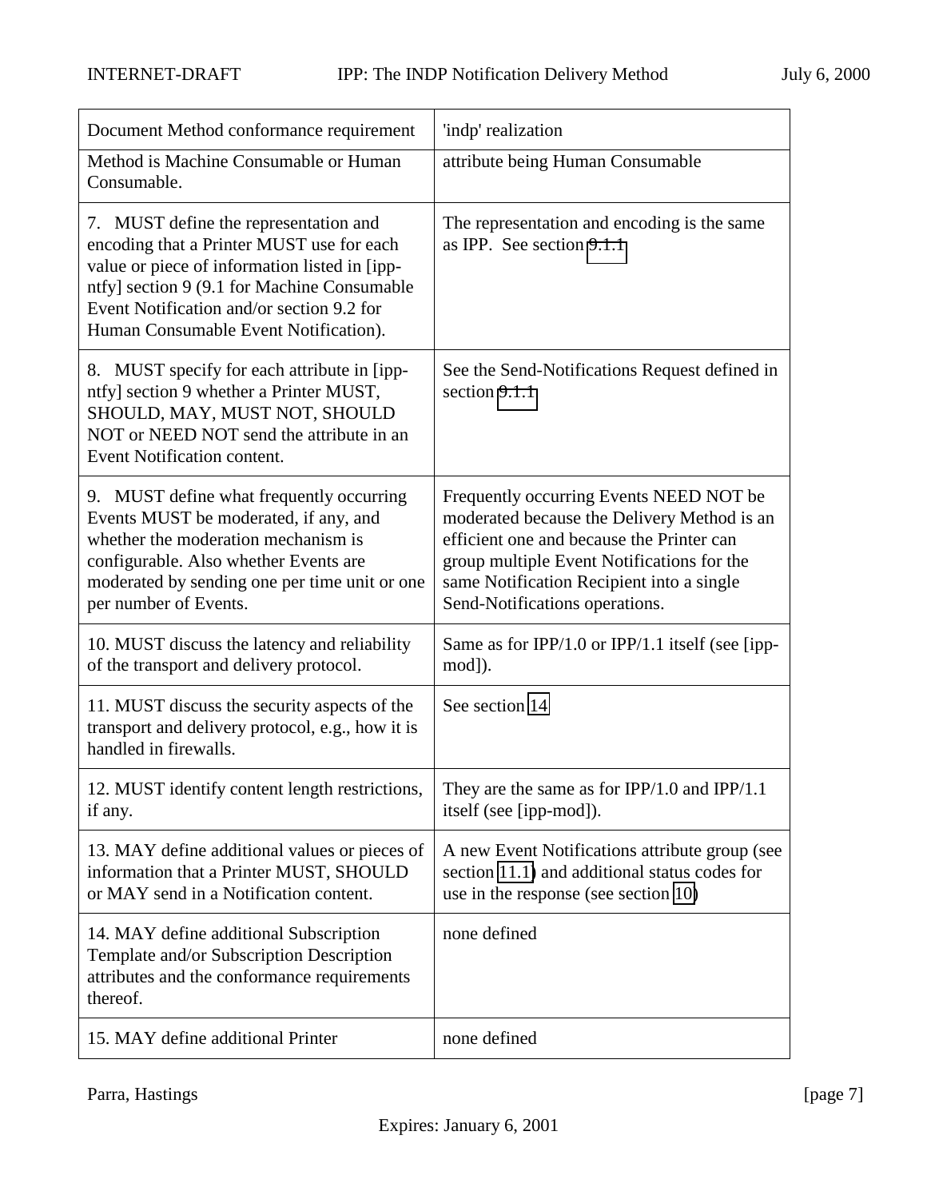| Document Method conformance requirement | 'indp' realization |
| --- | --- |
| Method is Machine Consumable or Human Consumable. | attribute being Human Consumable |
| 7. MUST define the representation and encoding that a Printer MUST use for each value or piece of information listed in [ipp-ntfy] section 9 (9.1 for Machine Consumable Event Notification and/or section 9.2 for Human Consumable Event Notification). | The representation and encoding is the same as IPP. See section 9.1.1 |
| 8. MUST specify for each attribute in [ipp-ntfy] section 9 whether a Printer MUST, SHOULD, MAY, MUST NOT, SHOULD NOT or NEED NOT send the attribute in an Event Notification content. | See the Send-Notifications Request defined in section 9.1.1 |
| 9. MUST define what frequently occurring Events MUST be moderated, if any, and whether the moderation mechanism is configurable. Also whether Events are moderated by sending one per time unit or one per number of Events. | Frequently occurring Events NEED NOT be moderated because the Delivery Method is an efficient one and because the Printer can group multiple Event Notifications for the same Notification Recipient into a single Send-Notifications operations. |
| 10. MUST discuss the latency and reliability of the transport and delivery protocol. | Same as for IPP/1.0 or IPP/1.1 itself (see [ipp-mod]). |
| 11. MUST discuss the security aspects of the transport and delivery protocol, e.g., how it is handled in firewalls. | See section 14 |
| 12. MUST identify content length restrictions, if any. | They are the same as for IPP/1.0 and IPP/1.1 itself (see [ipp-mod]). |
| 13. MAY define additional values or pieces of information that a Printer MUST, SHOULD or MAY send in a Notification content. | A new Event Notifications attribute group (see section 11.1) and additional status codes for use in the response (see section 10) |
| 14. MAY define additional Subscription Template and/or Subscription Description attributes and the conformance requirements thereof. | none defined |
| 15. MAY define additional Printer | none defined |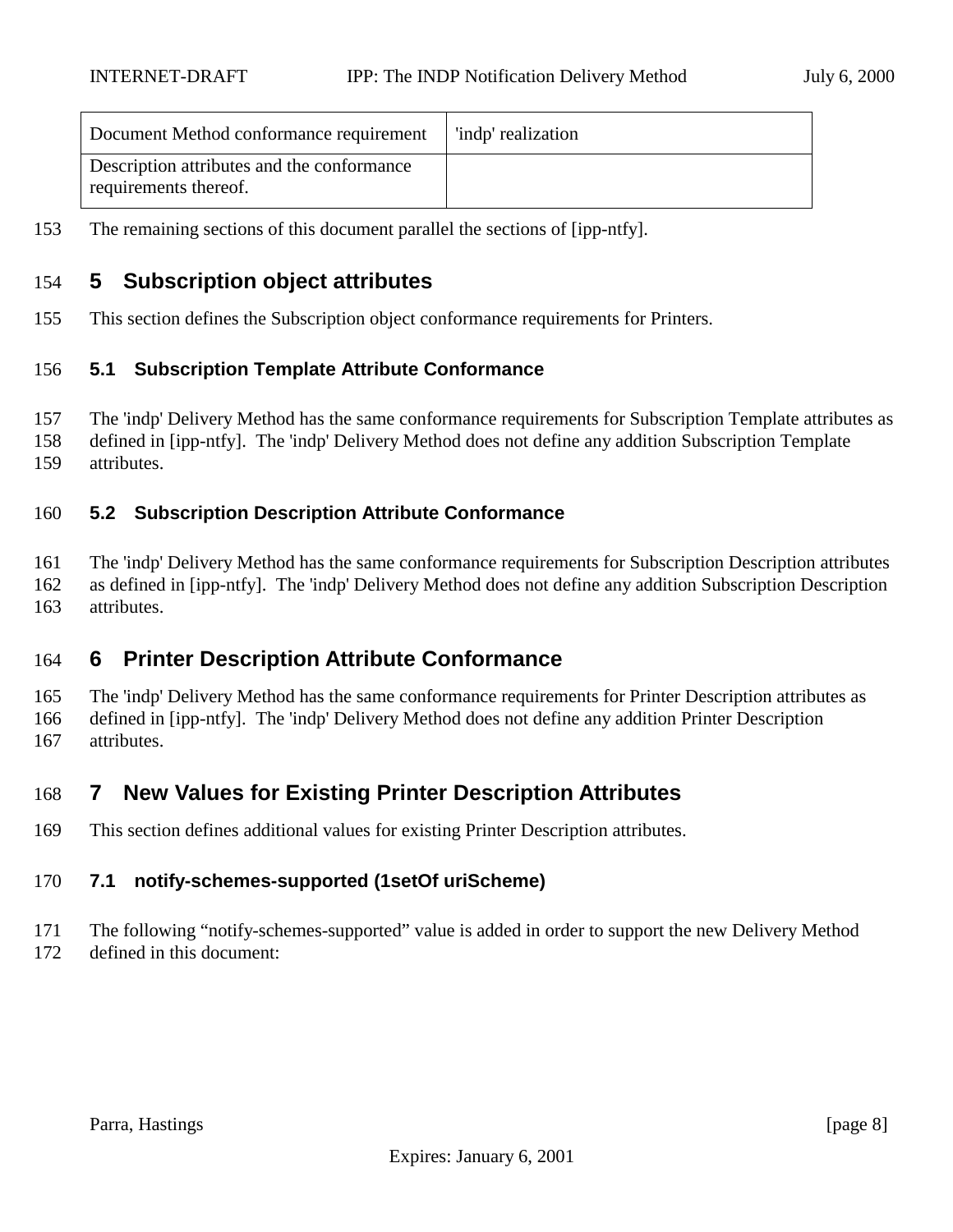| Document Method conformance requirement | 'indp' realization |
| --- | --- |
| Description attributes and the conformance requirements thereof. | |

The remaining sections of this document parallel the sections of [ipp-ntfy].

# 5 Subscription object attributes

This section defines the Subscription object conformance requirements for Printers.

## 5.1 Subscription Template Attribute Conformance

The 'indp' Delivery Method has the same conformance requirements for Subscription Template attributes as defined in [ipp-ntfy]. The 'indp' Delivery Method does not define any addition Subscription Template attributes.

## 5.2 Subscription Description Attribute Conformance

The 'indp' Delivery Method has the same conformance requirements for Subscription Description attributes as defined in [ipp-ntfy]. The 'indp' Delivery Method does not define any addition Subscription Description attributes.

# 6 Printer Description Attribute Conformance

The 'indp' Delivery Method has the same conformance requirements for Printer Description attributes as defined in [ipp-ntfy]. The 'indp' Delivery Method does not define any addition Printer Description attributes.

# 7 New Values for Existing Printer Description Attributes

This section defines additional values for existing Printer Description attributes.

## 7.1 notify-schemes-supported (1setOf uriScheme)

The following “notify-schemes-supported” value is added in order to support the new Delivery Method defined in this document: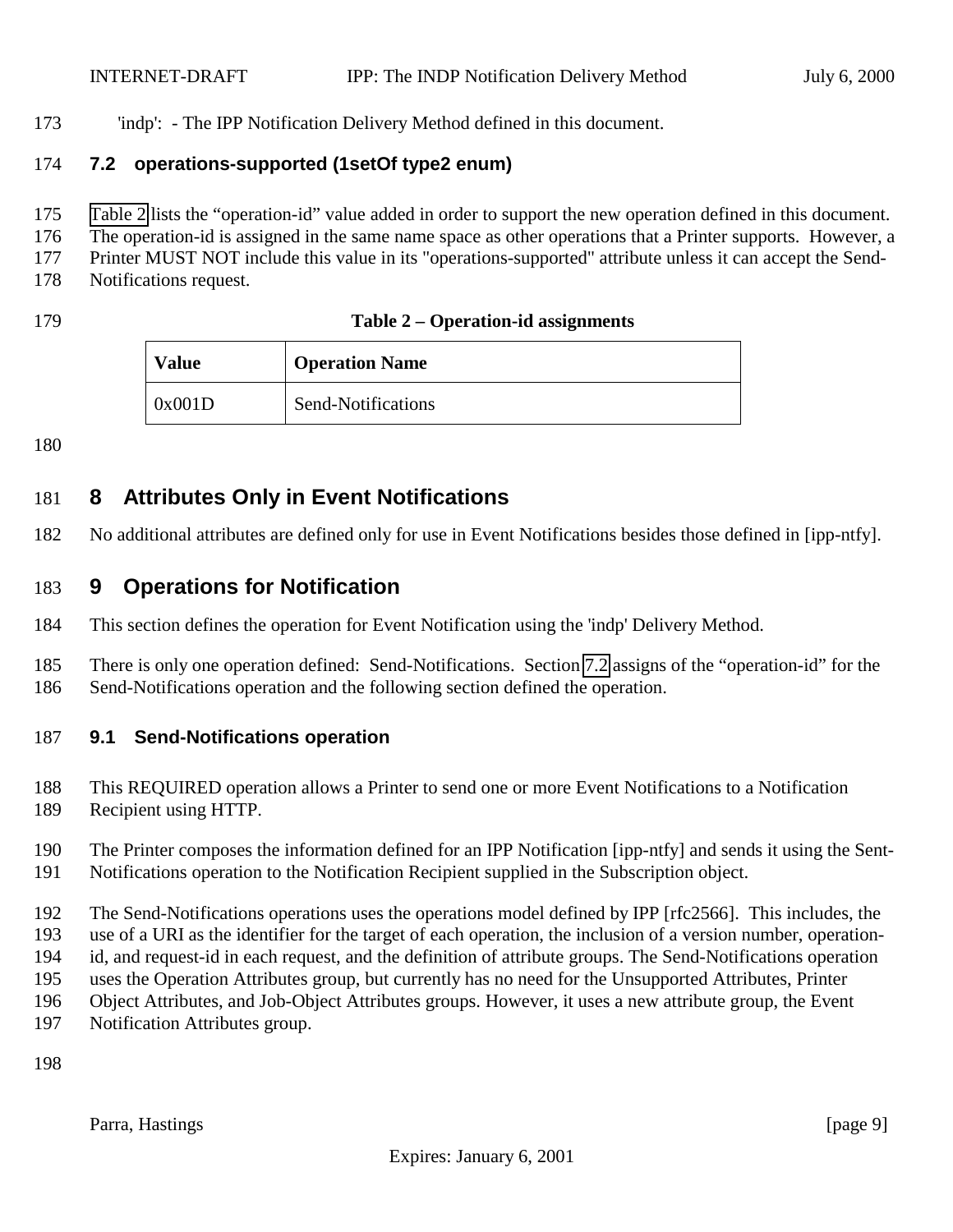'indp': - The IPP Notification Delivery Method defined in this document.

### 7.2 operations-supported (1setOf type2 enum)

Table 2 lists the "operation-id" value added in order to support the new operation defined in this document. The operation-id is assigned in the same name space as other operations that a Printer supports. However, a Printer MUST NOT include this value in its "operations-supported" attribute unless it can accept the Send-Notifications request.

**Table 2 – Operation-id assignments**

| Value | Operation Name |
|---|---|
| 0x001D | Send-Notifications |

## 8 Attributes Only in Event Notifications

No additional attributes are defined only for use in Event Notifications besides those defined in [ipp-ntfy].

## 9 Operations for Notification

This section defines the operation for Event Notification using the 'indp' Delivery Method.

There is only one operation defined: Send-Notifications. Section 7.2 assigns of the "operation-id" for the Send-Notifications operation and the following section defined the operation.

### 9.1 Send-Notifications operation

This REQUIRED operation allows a Printer to send one or more Event Notifications to a Notification Recipient using HTTP.

The Printer composes the information defined for an IPP Notification [ipp-ntfy] and sends it using the Sent-Notifications operation to the Notification Recipient supplied in the Subscription object.

The Send-Notifications operations uses the operations model defined by IPP [rfc2566]. This includes, the use of a URI as the identifier for the target of each operation, the inclusion of a version number, operation-id, and request-id in each request, and the definition of attribute groups. The Send-Notifications operation uses the Operation Attributes group, but currently has no need for the Unsupported Attributes, Printer Object Attributes, and Job-Object Attributes groups. However, it uses a new attribute group, the Event Notification Attributes group.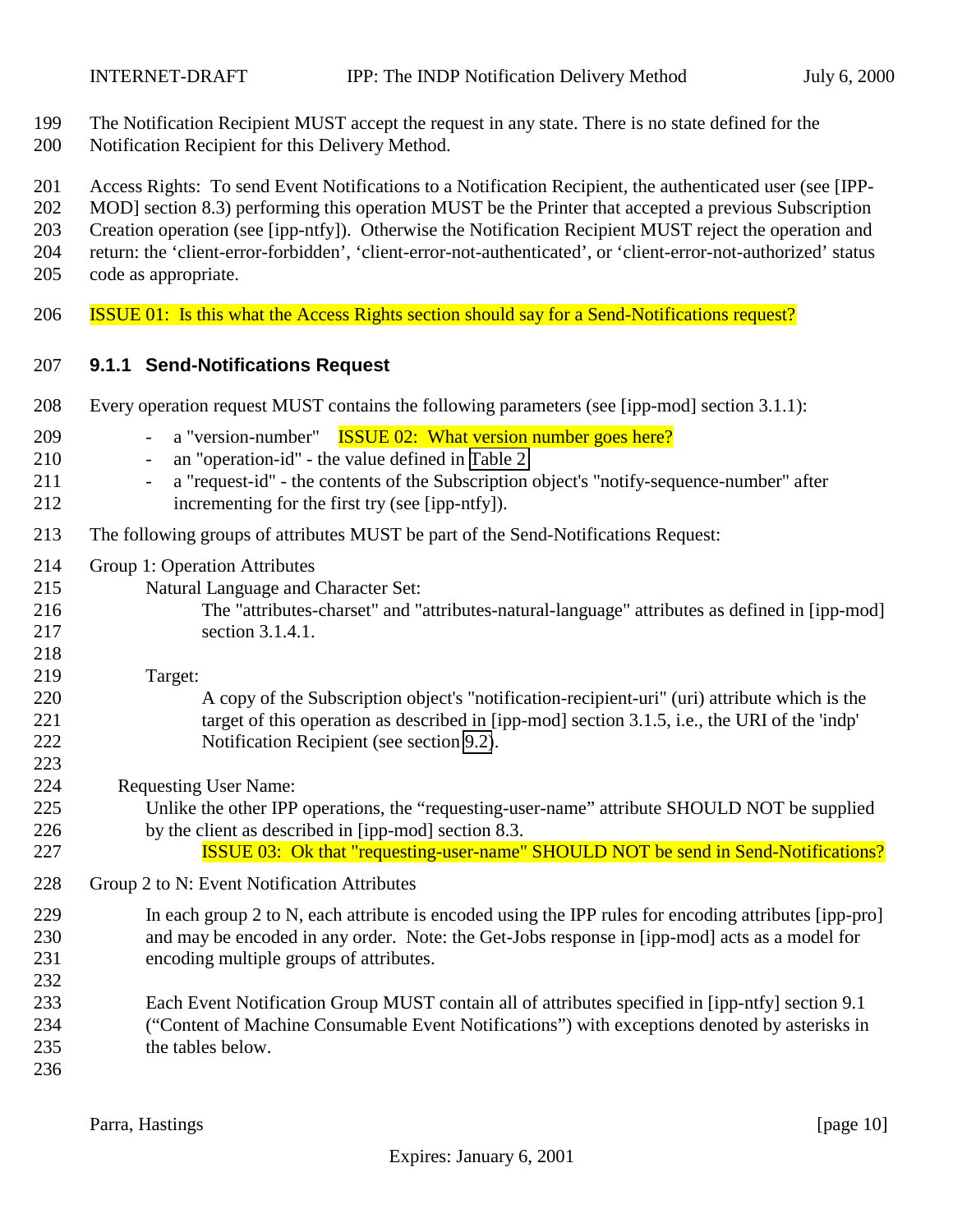The Notification Recipient MUST accept the request in any state. There is no state defined for the Notification Recipient for this Delivery Method.

Access Rights: To send Event Notifications to a Notification Recipient, the authenticated user (see [IPP-MOD] section 8.3) performing this operation MUST be the Printer that accepted a previous Subscription Creation operation (see [ipp-ntfy]). Otherwise the Notification Recipient MUST reject the operation and return: the 'client-error-forbidden', 'client-error-not-authenticated', or 'client-error-not-authorized' status code as appropriate.

ISSUE 01: Is this what the Access Rights section should say for a Send-Notifications request?

### 9.1.1 Send-Notifications Request

Every operation request MUST contains the following parameters (see [ipp-mod] section 3.1.1):

- a "version-number" ISSUE 02: What version number goes here?
- an "operation-id" - the value defined in Table 2
- a "request-id" - the contents of the Subscription object's "notify-sequence-number" after incrementing for the first try (see [ipp-ntfy]).

The following groups of attributes MUST be part of the Send-Notifications Request:

Group 1: Operation Attributes

Natural Language and Character Set:
The "attributes-charset" and "attributes-natural-language" attributes as defined in [ipp-mod] section 3.1.4.1.

Target:
A copy of the Subscription object's "notification-recipient-uri" (uri) attribute which is the target of this operation as described in [ipp-mod] section 3.1.5, i.e., the URI of the 'indp' Notification Recipient (see section 9.2).

Requesting User Name:
Unlike the other IPP operations, the "requesting-user-name" attribute SHOULD NOT be supplied by the client as described in [ipp-mod] section 8.3.
ISSUE 03: Ok that "requesting-user-name" SHOULD NOT be send in Send-Notifications?

Group 2 to N: Event Notification Attributes

In each group 2 to N, each attribute is encoded using the IPP rules for encoding attributes [ipp-pro] and may be encoded in any order. Note: the Get-Jobs response in [ipp-mod] acts as a model for encoding multiple groups of attributes.

Each Event Notification Group MUST contain all of attributes specified in [ipp-ntfy] section 9.1 ("Content of Machine Consumable Event Notifications") with exceptions denoted by asterisks in the tables below.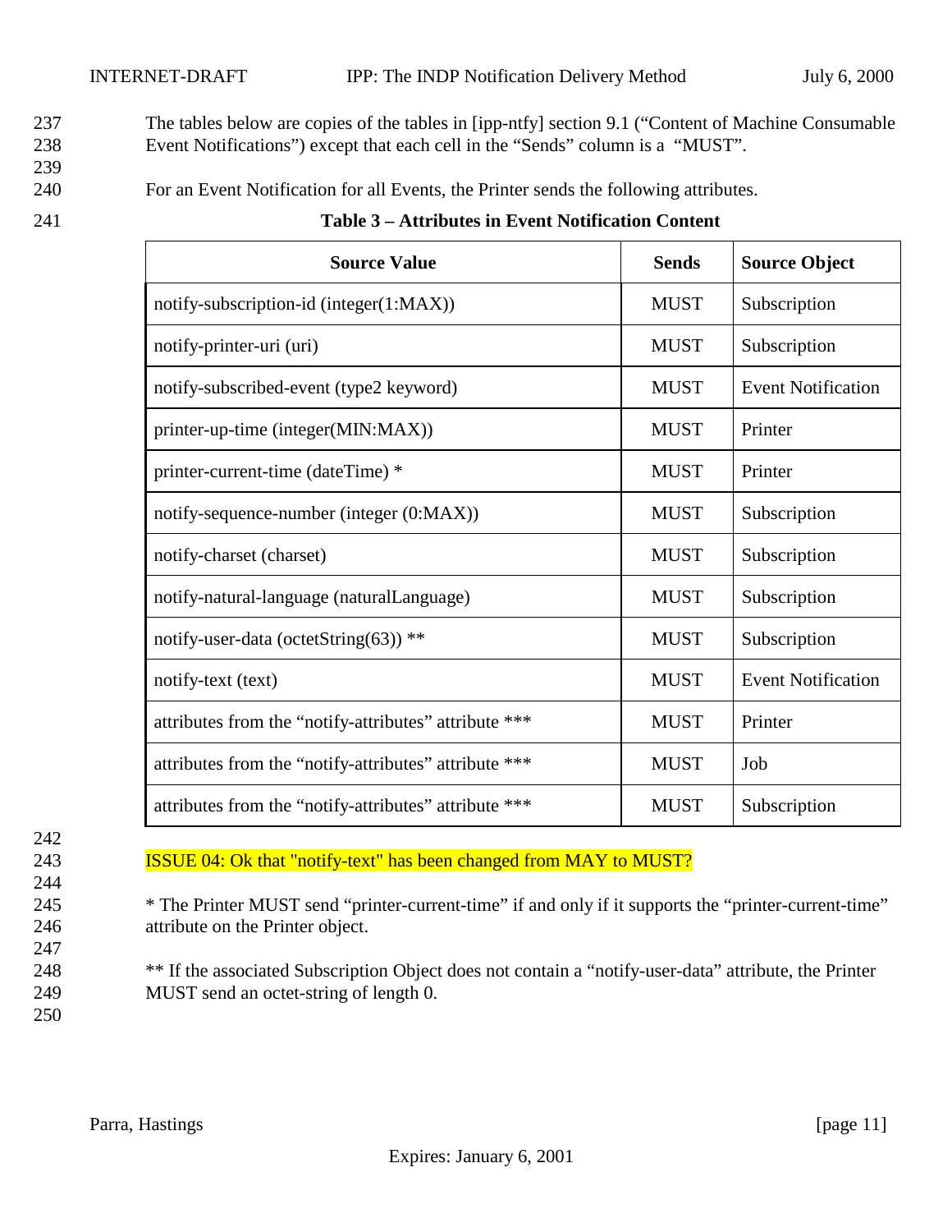The tables below are copies of the tables in [ipp-ntfy] section 9.1 ("Content of Machine Consumable Event Notifications") except that each cell in the "Sends" column is a "MUST".

For an Event Notification for all Events, the Printer sends the following attributes.

**Table 3 – Attributes in Event Notification Content**

| Source Value | Sends | Source Object |
|---|---|---|
| notify-subscription-id (integer(1:MAX)) | MUST | Subscription |
| notify-printer-uri (uri) | MUST | Subscription |
| notify-subscribed-event (type2 keyword) | MUST | Event Notification |
| printer-up-time (integer(MIN:MAX)) | MUST | Printer |
| printer-current-time (dateTime) * | MUST | Printer |
| notify-sequence-number (integer (0:MAX)) | MUST | Subscription |
| notify-charset (charset) | MUST | Subscription |
| notify-natural-language (naturalLanguage) | MUST | Subscription |
| notify-user-data (octetString(63)) ** | MUST | Subscription |
| notify-text (text) | MUST | Event Notification |
| attributes from the "notify-attributes" attribute *** | MUST | Printer |
| attributes from the "notify-attributes" attribute *** | MUST | Job |
| attributes from the "notify-attributes" attribute *** | MUST | Subscription |

ISSUE 04: Ok that "notify-text" has been changed from MAY to MUST?

* The Printer MUST send "printer-current-time" if and only if it supports the "printer-current-time" attribute on the Printer object.

** If the associated Subscription Object does not contain a "notify-user-data" attribute, the Printer MUST send an octet-string of length 0.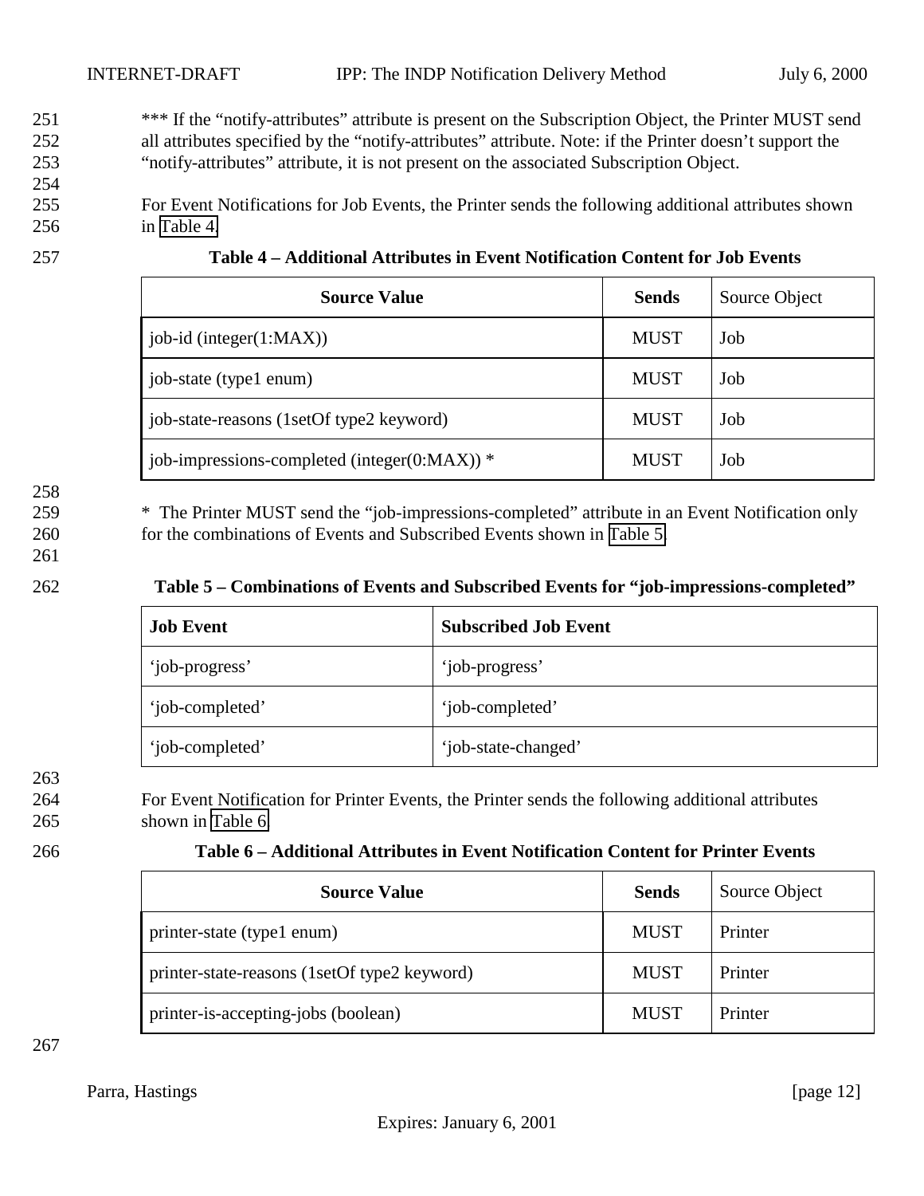*** If the "notify-attributes" attribute is present on the Subscription Object, the Printer MUST send all attributes specified by the "notify-attributes" attribute. Note: if the Printer doesn't support the "notify-attributes" attribute, it is not present on the associated Subscription Object.

For Event Notifications for Job Events, the Printer sends the following additional attributes shown in Table 4.

**Table 4 – Additional Attributes in Event Notification Content for Job Events**

| **Source Value** | **Sends** | Source Object |
|---|---|---|
| job-id (integer(1:MAX)) | MUST | Job |
| job-state (type1 enum) | MUST | Job |
| job-state-reasons (1setOf type2 keyword) | MUST | Job |
| job-impressions-completed (integer(0:MAX)) * | MUST | Job |

* The Printer MUST send the "job-impressions-completed" attribute in an Event Notification only for the combinations of Events and Subscribed Events shown in Table 5.

**Table 5 – Combinations of Events and Subscribed Events for "job-impressions-completed"**

| **Job Event** | **Subscribed Job Event** |
|---|---|
| 'job-progress' | 'job-progress' |
| 'job-completed' | 'job-completed' |
| 'job-completed' | 'job-state-changed' |

For Event Notification for Printer Events, the Printer sends the following additional attributes shown in Table 6.

**Table 6 – Additional Attributes in Event Notification Content for Printer Events**

| **Source Value** | **Sends** | Source Object |
|---|---|---|
| printer-state (type1 enum) | MUST | Printer |
| printer-state-reasons (1setOf type2 keyword) | MUST | Printer |
| printer-is-accepting-jobs (boolean) | MUST | Printer |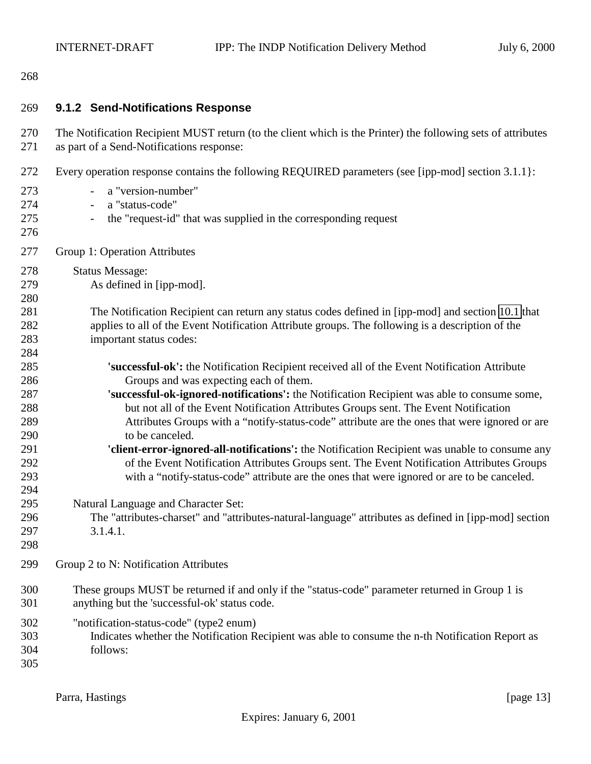### 9.1.2 Send-Notifications Response

The Notification Recipient MUST return (to the client which is the Printer) the following sets of attributes as part of a Send-Notifications response:

Every operation response contains the following REQUIRED parameters (see [ipp-mod] section 3.1.1}:

- a "version-number"
- a "status-code"
- the "request-id" that was supplied in the corresponding request

Group 1: Operation Attributes

Status Message:
As defined in [ipp-mod].

The Notification Recipient can return any status codes defined in [ipp-mod] and section 10.1 that applies to all of the Event Notification Attribute groups. The following is a description of the important status codes:

**'successful-ok':** the Notification Recipient received all of the Event Notification Attribute Groups and was expecting each of them.
**'successful-ok-ignored-notifications':** the Notification Recipient was able to consume some, but not all of the Event Notification Attributes Groups sent. The Event Notification Attributes Groups with a "notify-status-code" attribute are the ones that were ignored or are to be canceled.
**'client-error-ignored-all-notifications':** the Notification Recipient was unable to consume any of the Event Notification Attributes Groups sent. The Event Notification Attributes Groups with a "notify-status-code" attribute are the ones that were ignored or are to be canceled.

Natural Language and Character Set:
The "attributes-charset" and "attributes-natural-language" attributes as defined in [ipp-mod] section 3.1.4.1.

Group 2 to N: Notification Attributes

These groups MUST be returned if and only if the "status-code" parameter returned in Group 1 is anything but the 'successful-ok' status code.

"notification-status-code" (type2 enum)
Indicates whether the Notification Recipient was able to consume the n-th Notification Report as follows: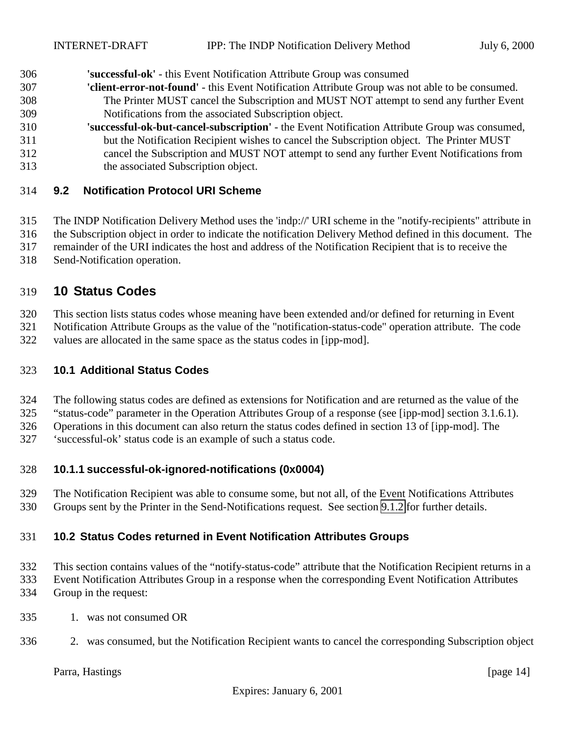**'successful-ok'** - this Event Notification Attribute Group was consumed

**'client-error-not-found'** - this Event Notification Attribute Group was not able to be consumed. The Printer MUST cancel the Subscription and MUST NOT attempt to send any further Event Notifications from the associated Subscription object.

**'successful-ok-but-cancel-subscription'** - the Event Notification Attribute Group was consumed, but the Notification Recipient wishes to cancel the Subscription object. The Printer MUST cancel the Subscription and MUST NOT attempt to send any further Event Notifications from the associated Subscription object.

### 9.2 Notification Protocol URI Scheme

The INDP Notification Delivery Method uses the 'indp://' URI scheme in the "notify-recipients" attribute in the Subscription object in order to indicate the notification Delivery Method defined in this document. The remainder of the URI indicates the host and address of the Notification Recipient that is to receive the Send-Notification operation.

# 10 Status Codes

This section lists status codes whose meaning have been extended and/or defined for returning in Event Notification Attribute Groups as the value of the "notification-status-code" operation attribute. The code values are allocated in the same space as the status codes in [ipp-mod].

## 10.1 Additional Status Codes

The following status codes are defined as extensions for Notification and are returned as the value of the "status-code" parameter in the Operation Attributes Group of a response (see [ipp-mod] section 3.1.6.1). Operations in this document can also return the status codes defined in section 13 of [ipp-mod]. The 'successful-ok' status code is an example of such a status code.

### 10.1.1 successful-ok-ignored-notifications (0x0004)

The Notification Recipient was able to consume some, but not all, of the Event Notifications Attributes Groups sent by the Printer in the Send-Notifications request. See section 9.1.2 for further details.

## 10.2 Status Codes returned in Event Notification Attributes Groups

This section contains values of the "notify-status-code" attribute that the Notification Recipient returns in a Event Notification Attributes Group in a response when the corresponding Event Notification Attributes Group in the request:

1. was not consumed OR
2. was consumed, but the Notification Recipient wants to cancel the corresponding Subscription object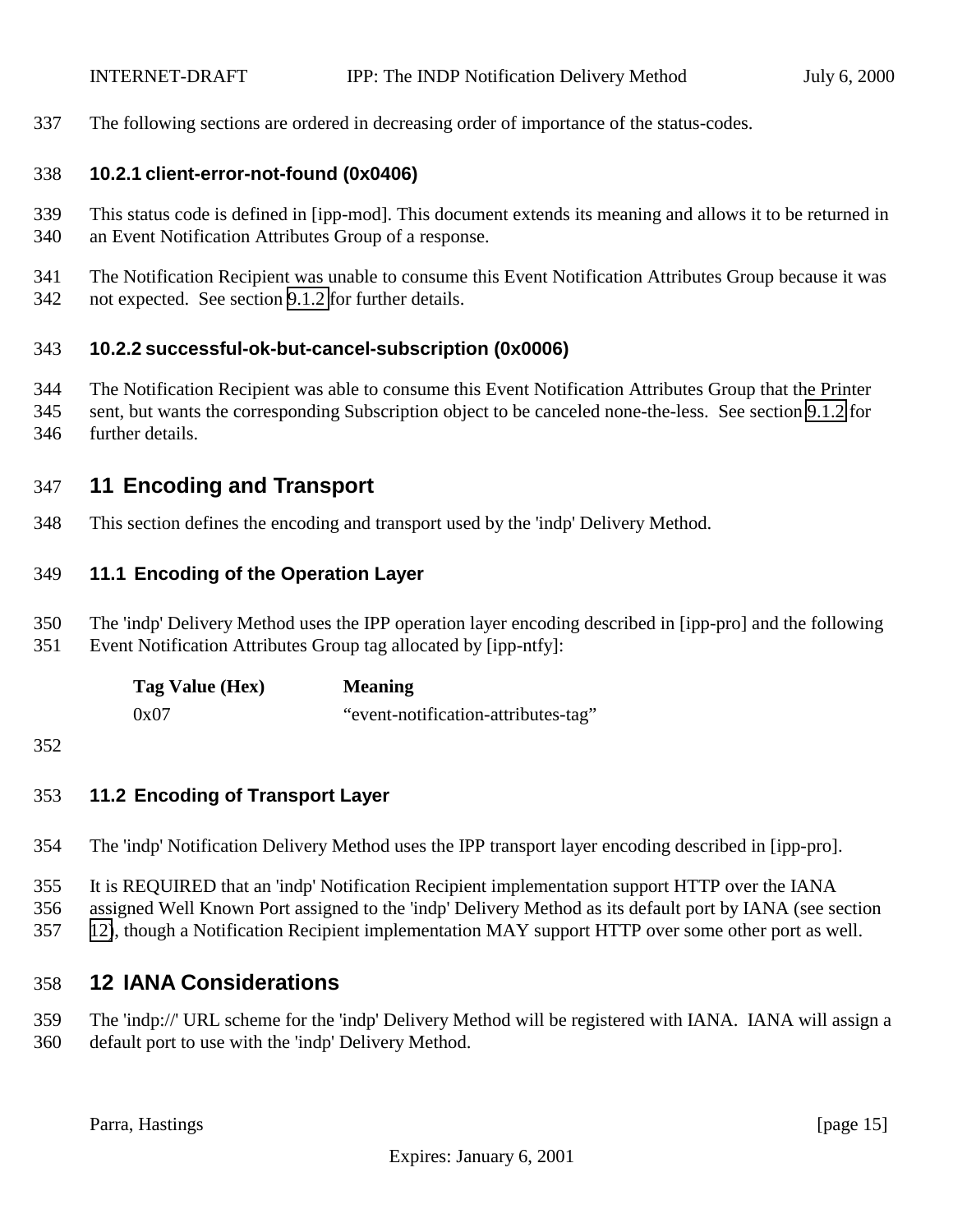The following sections are ordered in decreasing order of importance of the status-codes.

### 10.2.1 client-error-not-found (0x0406)

This status code is defined in [ipp-mod]. This document extends its meaning and allows it to be returned in an Event Notification Attributes Group of a response.

The Notification Recipient was unable to consume this Event Notification Attributes Group because it was not expected. See section 9.1.2 for further details.

### 10.2.2 successful-ok-but-cancel-subscription (0x0006)

The Notification Recipient was able to consume this Event Notification Attributes Group that the Printer sent, but wants the corresponding Subscription object to be canceled none-the-less. See section 9.1.2 for further details.

# 11 Encoding and Transport

This section defines the encoding and transport used by the 'indp' Delivery Method.

## 11.1 Encoding of the Operation Layer

The 'indp' Delivery Method uses the IPP operation layer encoding described in [ipp-pro] and the following Event Notification Attributes Group tag allocated by [ipp-ntfy]:

| Tag Value (Hex) | Meaning |
|---|---|
| 0x07 | “event-notification-attributes-tag” |

## 11.2 Encoding of Transport Layer

The 'indp' Notification Delivery Method uses the IPP transport layer encoding described in [ipp-pro].

It is REQUIRED that an 'indp' Notification Recipient implementation support HTTP over the IANA assigned Well Known Port assigned to the 'indp' Delivery Method as its default port by IANA (see section 12), though a Notification Recipient implementation MAY support HTTP over some other port as well.

# 12 IANA Considerations

The 'indp://' URL scheme for the 'indp' Delivery Method will be registered with IANA. IANA will assign a default port to use with the 'indp' Delivery Method.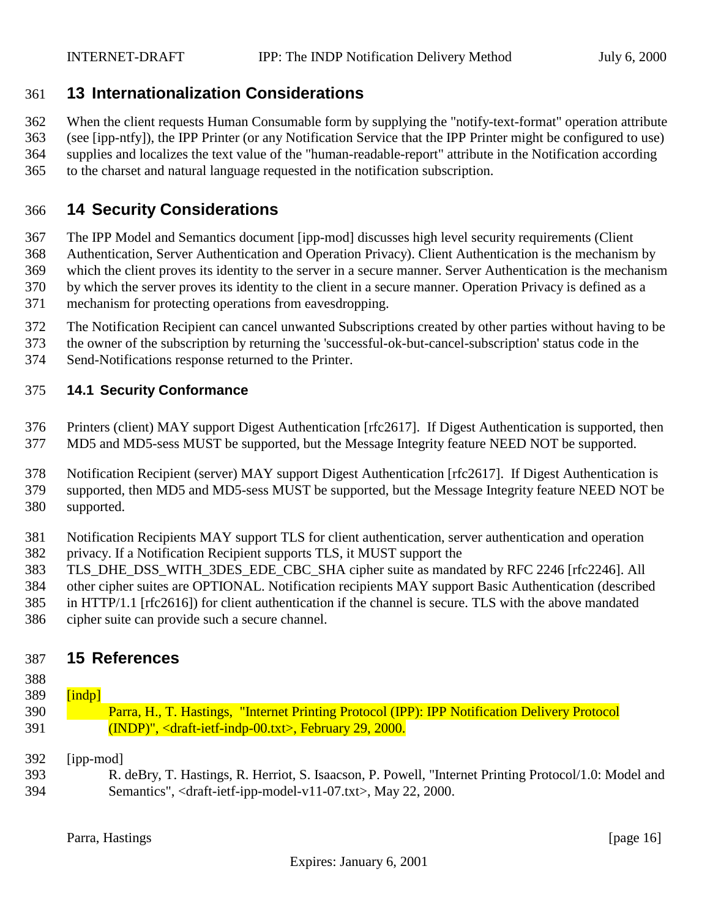# 13 Internationalization Considerations

When the client requests Human Consumable form by supplying the "notify-text-format" operation attribute (see [ipp-ntfy]), the IPP Printer (or any Notification Service that the IPP Printer might be configured to use) supplies and localizes the text value of the "human-readable-report" attribute in the Notification according to the charset and natural language requested in the notification subscription.

# 14 Security Considerations

The IPP Model and Semantics document [ipp-mod] discusses high level security requirements (Client Authentication, Server Authentication and Operation Privacy). Client Authentication is the mechanism by which the client proves its identity to the server in a secure manner. Server Authentication is the mechanism by which the server proves its identity to the client in a secure manner. Operation Privacy is defined as a mechanism for protecting operations from eavesdropping.

The Notification Recipient can cancel unwanted Subscriptions created by other parties without having to be the owner of the subscription by returning the 'successful-ok-but-cancel-subscription' status code in the Send-Notifications response returned to the Printer.

## 14.1 Security Conformance

Printers (client) MAY support Digest Authentication [rfc2617]. If Digest Authentication is supported, then MD5 and MD5-sess MUST be supported, but the Message Integrity feature NEED NOT be supported.

Notification Recipient (server) MAY support Digest Authentication [rfc2617]. If Digest Authentication is supported, then MD5 and MD5-sess MUST be supported, but the Message Integrity feature NEED NOT be supported.

Notification Recipients MAY support TLS for client authentication, server authentication and operation privacy. If a Notification Recipient supports TLS, it MUST support the TLS_DHE_DSS_WITH_3DES_EDE_CBC_SHA cipher suite as mandated by RFC 2246 [rfc2246]. All other cipher suites are OPTIONAL. Notification recipients MAY support Basic Authentication (described in HTTP/1.1 [rfc2616]) for client authentication if the channel is secure. TLS with the above mandated cipher suite can provide such a secure channel.

# 15 References

[indp]
Parra, H., T. Hastings, "Internet Printing Protocol (IPP): IPP Notification Delivery Protocol (INDP)", <draft-ietf-indp-00.txt>, February 29, 2000.

[ipp-mod]
R. deBry, T. Hastings, R. Herriot, S. Isaacson, P. Powell, "Internet Printing Protocol/1.0: Model and Semantics", <draft-ietf-ipp-model-v11-07.txt>, May 22, 2000.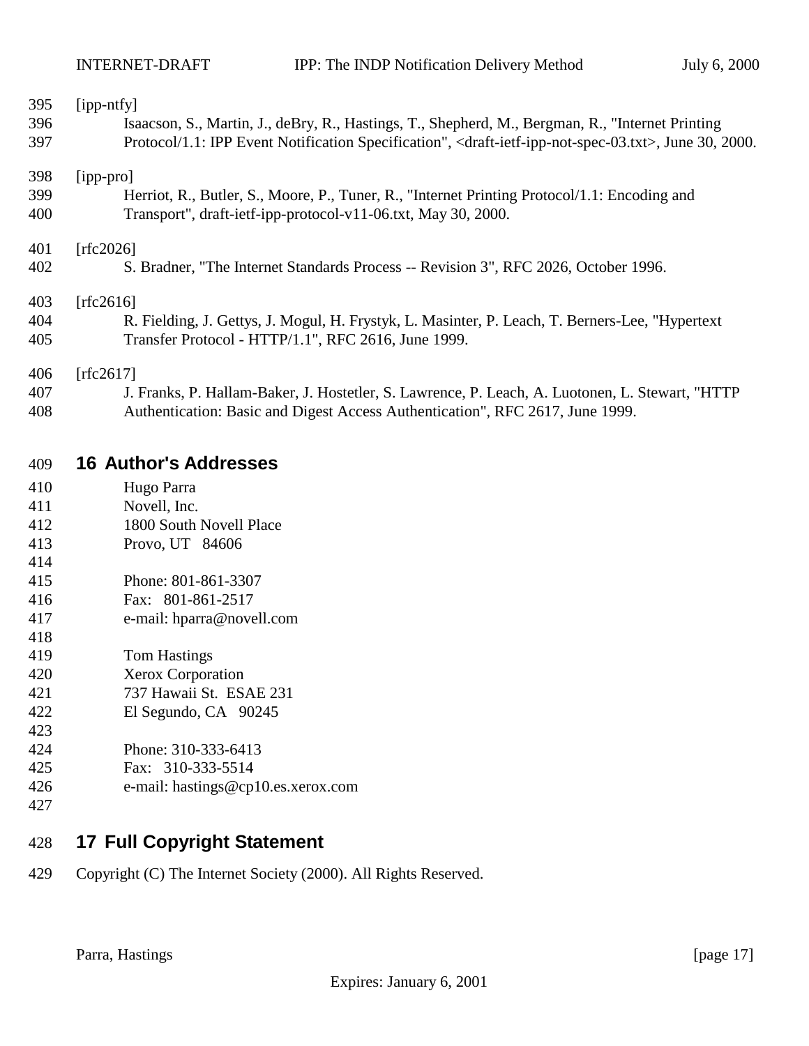[ipp-ntfy]
Isaacson, S., Martin, J., deBry, R., Hastings, T., Shepherd, M., Bergman, R., "Internet Printing Protocol/1.1: IPP Event Notification Specification", <draft-ietf-ipp-not-spec-03.txt>, June 30, 2000.

[ipp-pro]
Herriot, R., Butler, S., Moore, P., Tuner, R., "Internet Printing Protocol/1.1: Encoding and Transport", draft-ietf-ipp-protocol-v11-06.txt, May 30, 2000.

[rfc2026]
S. Bradner, "The Internet Standards Process -- Revision 3", RFC 2026, October 1996.

[rfc2616]
R. Fielding, J. Gettys, J. Mogul, H. Frystyk, L. Masinter, P. Leach, T. Berners-Lee, "Hypertext Transfer Protocol - HTTP/1.1", RFC 2616, June 1999.

[rfc2617]
J. Franks, P. Hallam-Baker, J. Hostetler, S. Lawrence, P. Leach, A. Luotonen, L. Stewart, "HTTP Authentication: Basic and Digest Access Authentication", RFC 2617, June 1999.

## 16 Author's Addresses

Hugo Parra
Novell, Inc.
1800 South Novell Place
Provo, UT 84606

Phone: 801-861-3307
Fax: 801-861-2517
e-mail: hparra@novell.com

Tom Hastings
Xerox Corporation
737 Hawaii St. ESAE 231
El Segundo, CA 90245

Phone: 310-333-6413
Fax: 310-333-5514
e-mail: hastings@cp10.es.xerox.com

## 17 Full Copyright Statement

Copyright (C) The Internet Society (2000). All Rights Reserved.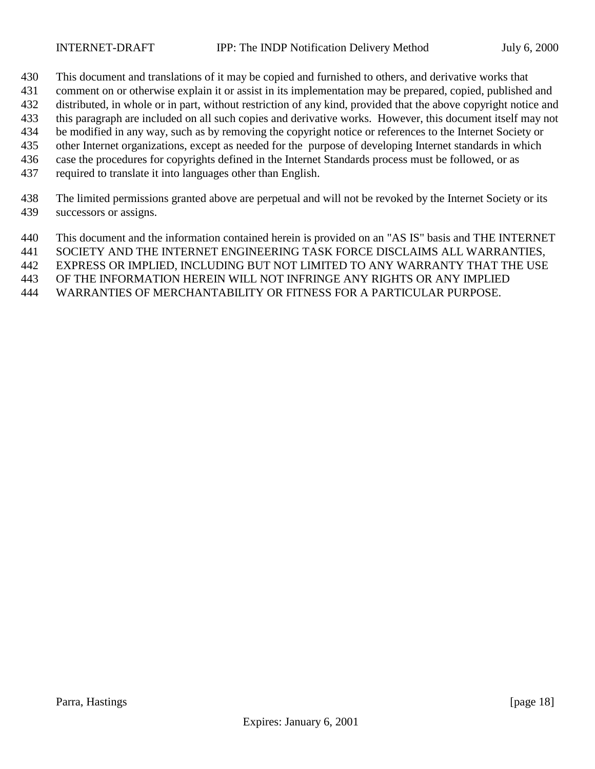This document and translations of it may be copied and furnished to others, and derivative works that comment on or otherwise explain it or assist in its implementation may be prepared, copied, published and distributed, in whole or in part, without restriction of any kind, provided that the above copyright notice and this paragraph are included on all such copies and derivative works. However, this document itself may not be modified in any way, such as by removing the copyright notice or references to the Internet Society or other Internet organizations, except as needed for the purpose of developing Internet standards in which case the procedures for copyrights defined in the Internet Standards process must be followed, or as required to translate it into languages other than English.

The limited permissions granted above are perpetual and will not be revoked by the Internet Society or its successors or assigns.

This document and the information contained herein is provided on an "AS IS" basis and THE INTERNET SOCIETY AND THE INTERNET ENGINEERING TASK FORCE DISCLAIMS ALL WARRANTIES, EXPRESS OR IMPLIED, INCLUDING BUT NOT LIMITED TO ANY WARRANTY THAT THE USE OF THE INFORMATION HEREIN WILL NOT INFRINGE ANY RIGHTS OR ANY IMPLIED WARRANTIES OF MERCHANTABILITY OR FITNESS FOR A PARTICULAR PURPOSE.